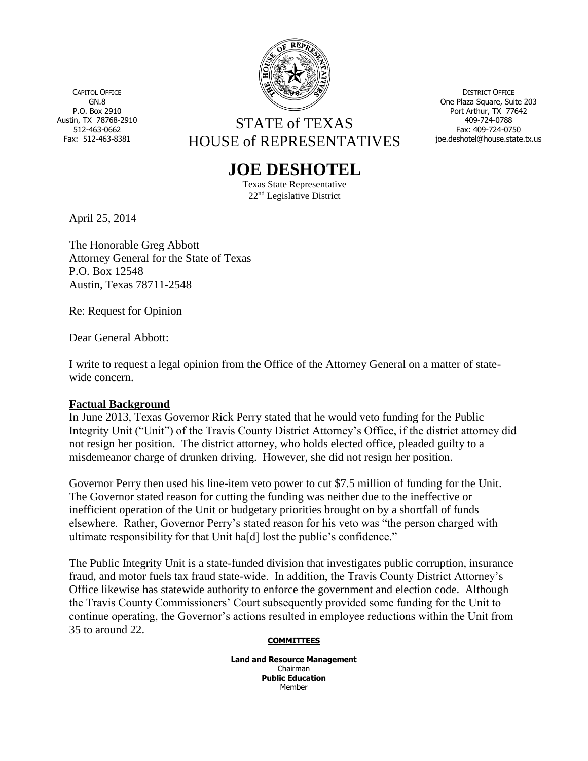CAPITOL OFFICE
GN.8
P.O. Box 2910
Austin, TX 78768-2910
512-463-0662
Fax: 512-463-8381

STATE of TEXAS
HOUSE of REPRESENTATIVES

DISTRICT OFFICE
One Plaza Square, Suite 203
Port Arthur, TX 77642
409-724-0788
Fax: 409-724-0750
joe.deshotel@house.state.tx.us

# JOE DESHOTEL

Texas State Representative
22nd Legislative District

April 25, 2014

The Honorable Greg Abbott
Attorney General for the State of Texas
P.O. Box 12548
Austin, Texas 78711-2548

Re: Request for Opinion

Dear General Abbott:

I write to request a legal opinion from the Office of the Attorney General on a matter of state-wide concern.

**Factual Background**

In June 2013, Texas Governor Rick Perry stated that he would veto funding for the Public Integrity Unit ("Unit") of the Travis County District Attorney's Office, if the district attorney did not resign her position. The district attorney, who holds elected office, pleaded guilty to a misdemeanor charge of drunken driving. However, she did not resign her position.

Governor Perry then used his line-item veto power to cut $7.5 million of funding for the Unit. The Governor stated reason for cutting the funding was neither due to the ineffective or inefficient operation of the Unit or budgetary priorities brought on by a shortfall of funds elsewhere. Rather, Governor Perry's stated reason for his veto was "the person charged with ultimate responsibility for that Unit ha[d] lost the public's confidence."

The Public Integrity Unit is a state-funded division that investigates public corruption, insurance fraud, and motor fuels tax fraud state-wide. In addition, the Travis County District Attorney's Office likewise has statewide authority to enforce the government and election code. Although the Travis County Commissioners' Court subsequently provided some funding for the Unit to continue operating, the Governor's actions resulted in employee reductions within the Unit from 35 to around 22.

**COMMITTEES**

**Land and Resource Management**
Chairman
**Public Education**
Member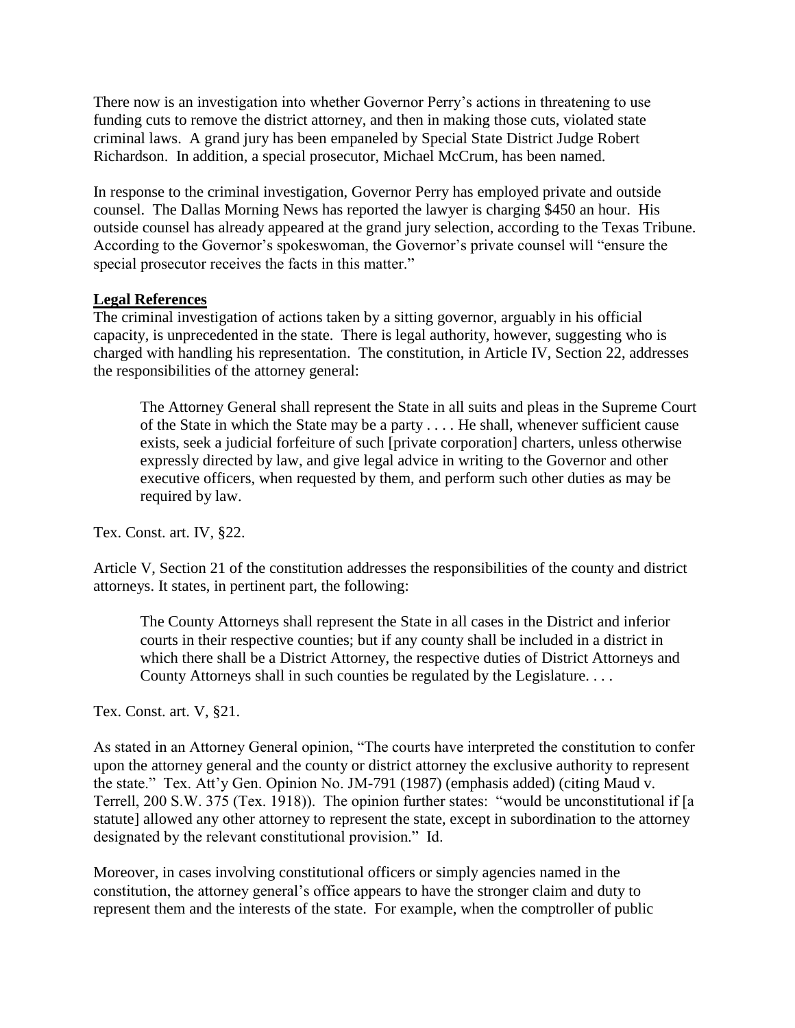There now is an investigation into whether Governor Perry's actions in threatening to use funding cuts to remove the district attorney, and then in making those cuts, violated state criminal laws. A grand jury has been empaneled by Special State District Judge Robert Richardson. In addition, a special prosecutor, Michael McCrum, has been named.

In response to the criminal investigation, Governor Perry has employed private and outside counsel. The Dallas Morning News has reported the lawyer is charging $450 an hour. His outside counsel has already appeared at the grand jury selection, according to the Texas Tribune. According to the Governor's spokeswoman, the Governor's private counsel will "ensure the special prosecutor receives the facts in this matter."

**Legal References**

The criminal investigation of actions taken by a sitting governor, arguably in his official capacity, is unprecedented in the state. There is legal authority, however, suggesting who is charged with handling his representation. The constitution, in Article IV, Section 22, addresses the responsibilities of the attorney general:

> The Attorney General shall represent the State in all suits and pleas in the Supreme Court of the State in which the State may be a party . . . . He shall, whenever sufficient cause exists, seek a judicial forfeiture of such [private corporation] charters, unless otherwise expressly directed by law, and give legal advice in writing to the Governor and other executive officers, when requested by them, and perform such other duties as may be required by law.

Tex. Const. art. IV, §22.

Article V, Section 21 of the constitution addresses the responsibilities of the county and district attorneys. It states, in pertinent part, the following:

> The County Attorneys shall represent the State in all cases in the District and inferior courts in their respective counties; but if any county shall be included in a district in which there shall be a District Attorney, the respective duties of District Attorneys and County Attorneys shall in such counties be regulated by the Legislature. . . .

Tex. Const. art. V, §21.

As stated in an Attorney General opinion, "The courts have interpreted the constitution to confer upon the attorney general and the county or district attorney the exclusive authority to represent the state." Tex. Att'y Gen. Opinion No. JM-791 (1987) (emphasis added) (citing Maud v. Terrell, 200 S.W. 375 (Tex. 1918)). The opinion further states: "would be unconstitutional if [a statute] allowed any other attorney to represent the state, except in subordination to the attorney designated by the relevant constitutional provision." Id.

Moreover, in cases involving constitutional officers or simply agencies named in the constitution, the attorney general's office appears to have the stronger claim and duty to represent them and the interests of the state. For example, when the comptroller of public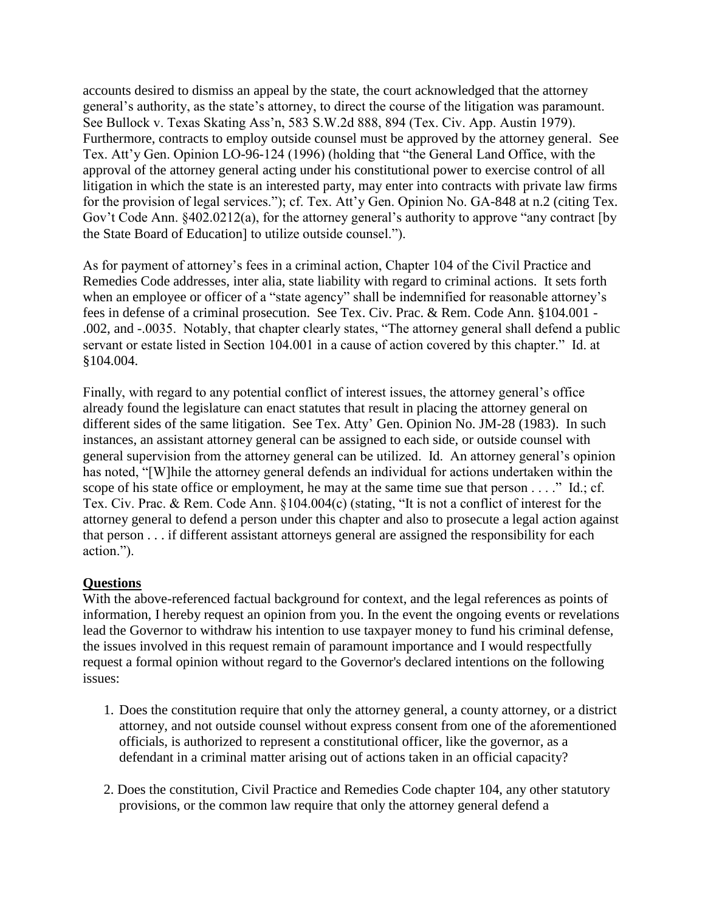accounts desired to dismiss an appeal by the state, the court acknowledged that the attorney general's authority, as the state's attorney, to direct the course of the litigation was paramount. See Bullock v. Texas Skating Ass'n, 583 S.W.2d 888, 894 (Tex. Civ. App. Austin 1979). Furthermore, contracts to employ outside counsel must be approved by the attorney general. See Tex. Att'y Gen. Opinion LO-96-124 (1996) (holding that "the General Land Office, with the approval of the attorney general acting under his constitutional power to exercise control of all litigation in which the state is an interested party, may enter into contracts with private law firms for the provision of legal services."); cf. Tex. Att'y Gen. Opinion No. GA-848 at n.2 (citing Tex. Gov't Code Ann. §402.0212(a), for the attorney general's authority to approve "any contract [by the State Board of Education] to utilize outside counsel.").

As for payment of attorney's fees in a criminal action, Chapter 104 of the Civil Practice and Remedies Code addresses, inter alia, state liability with regard to criminal actions. It sets forth when an employee or officer of a "state agency" shall be indemnified for reasonable attorney's fees in defense of a criminal prosecution. See Tex. Civ. Prac. & Rem. Code Ann. §104.001 - .002, and -.0035. Notably, that chapter clearly states, "The attorney general shall defend a public servant or estate listed in Section 104.001 in a cause of action covered by this chapter." Id. at §104.004.

Finally, with regard to any potential conflict of interest issues, the attorney general's office already found the legislature can enact statutes that result in placing the attorney general on different sides of the same litigation. See Tex. Atty' Gen. Opinion No. JM-28 (1983). In such instances, an assistant attorney general can be assigned to each side, or outside counsel with general supervision from the attorney general can be utilized. Id. An attorney general's opinion has noted, "[W]hile the attorney general defends an individual for actions undertaken within the scope of his state office or employment, he may at the same time sue that person . . . ." Id.; cf. Tex. Civ. Prac. & Rem. Code Ann. §104.004(c) (stating, "It is not a conflict of interest for the attorney general to defend a person under this chapter and also to prosecute a legal action against that person . . . if different assistant attorneys general are assigned the responsibility for each action.").

**Questions**

With the above-referenced factual background for context, and the legal references as points of information, I hereby request an opinion from you. In the event the ongoing events or revelations lead the Governor to withdraw his intention to use taxpayer money to fund his criminal defense, the issues involved in this request remain of paramount importance and I would respectfully request a formal opinion without regard to the Governor's declared intentions on the following issues:

1. Does the constitution require that only the attorney general, a county attorney, or a district attorney, and not outside counsel without express consent from one of the aforementioned officials, is authorized to represent a constitutional officer, like the governor, as a defendant in a criminal matter arising out of actions taken in an official capacity?

2. Does the constitution, Civil Practice and Remedies Code chapter 104, any other statutory provisions, or the common law require that only the attorney general defend a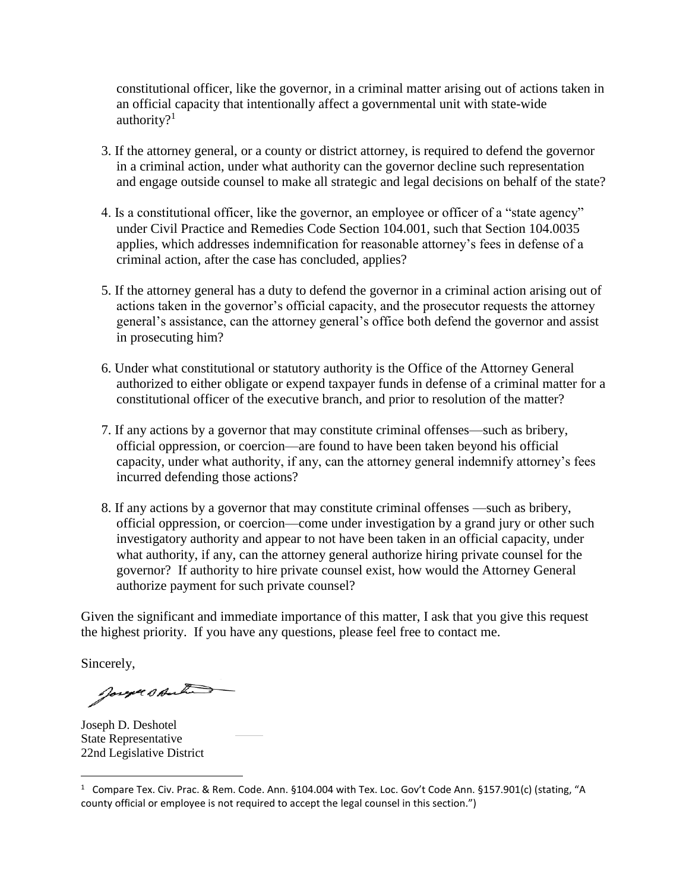constitutional officer, like the governor, in a criminal matter arising out of actions taken in an official capacity that intentionally affect a governmental unit with state-wide authority?[1]

3. If the attorney general, or a county or district attorney, is required to defend the governor in a criminal action, under what authority can the governor decline such representation and engage outside counsel to make all strategic and legal decisions on behalf of the state?

4. Is a constitutional officer, like the governor, an employee or officer of a "state agency" under Civil Practice and Remedies Code Section 104.001, such that Section 104.0035 applies, which addresses indemnification for reasonable attorney's fees in defense of a criminal action, after the case has concluded, applies?

5. If the attorney general has a duty to defend the governor in a criminal action arising out of actions taken in the governor's official capacity, and the prosecutor requests the attorney general's assistance, can the attorney general's office both defend the governor and assist in prosecuting him?

6. Under what constitutional or statutory authority is the Office of the Attorney General authorized to either obligate or expend taxpayer funds in defense of a criminal matter for a constitutional officer of the executive branch, and prior to resolution of the matter?

7. If any actions by a governor that may constitute criminal offenses—such as bribery, official oppression, or coercion—are found to have been taken beyond his official capacity, under what authority, if any, can the attorney general indemnify attorney's fees incurred defending those actions?

8. If any actions by a governor that may constitute criminal offenses —such as bribery, official oppression, or coercion—come under investigation by a grand jury or other such investigatory authority and appear to not have been taken in an official capacity, under what authority, if any, can the attorney general authorize hiring private counsel for the governor? If authority to hire private counsel exist, how would the Attorney General authorize payment for such private counsel?

Given the significant and immediate importance of this matter, I ask that you give this request the highest priority. If you have any questions, please feel free to contact me.

Sincerely,

Joseph D. Deshotel
State Representative
22nd Legislative District

---

[1] Compare Tex. Civ. Prac. & Rem. Code. Ann. §104.004 with Tex. Loc. Gov't Code Ann. §157.901(c) (stating, "A county official or employee is not required to accept the legal counsel in this section.")